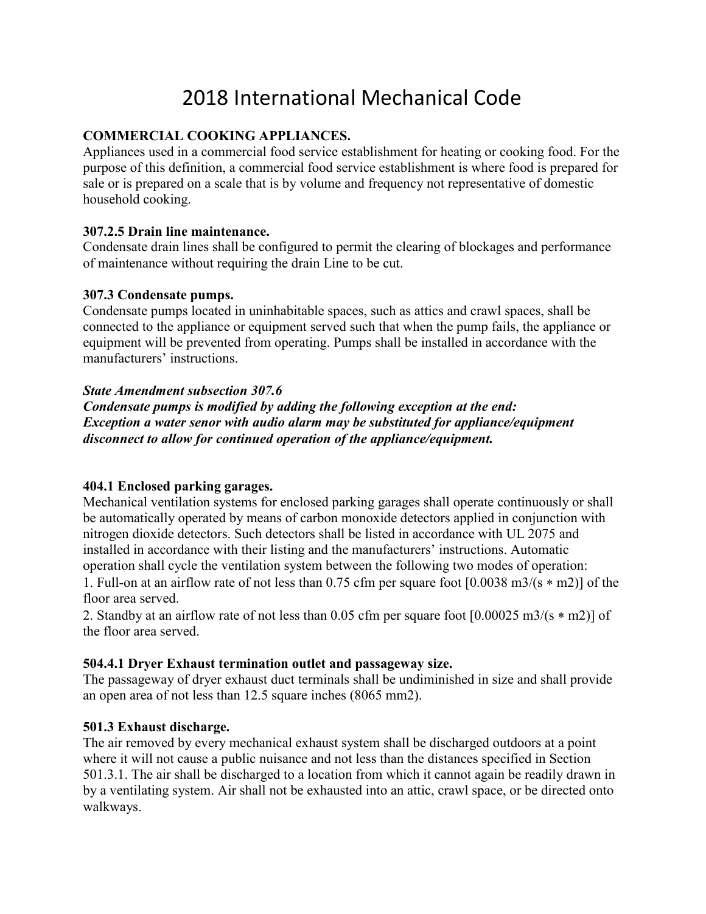# 2018 International Mechanical Code

**COMMERCIAL COOKING APPLIANCES.**
Appliances used in a commercial food service establishment for heating or cooking food. For the purpose of this definition, a commercial food service establishment is where food is prepared for sale or is prepared on a scale that is by volume and frequency not representative of domestic household cooking.

**307.2.5 Drain line maintenance.**
Condensate drain lines shall be configured to permit the clearing of blockages and performance of maintenance without requiring the drain Line to be cut.

**307.3 Condensate pumps.**
Condensate pumps located in uninhabitable spaces, such as attics and crawl spaces, shall be connected to the appliance or equipment served such that when the pump fails, the appliance or equipment will be prevented from operating. Pumps shall be installed in accordance with the manufacturers' instructions.

***State Amendment subsection 307.6***
***Condensate pumps is modified by adding the following exception at the end:***
***Exception a water senor with audio alarm may be substituted for appliance/equipment disconnect to allow for continued operation of the appliance/equipment.***

**404.1 Enclosed parking garages.**
Mechanical ventilation systems for enclosed parking garages shall operate continuously or shall be automatically operated by means of carbon monoxide detectors applied in conjunction with nitrogen dioxide detectors. Such detectors shall be listed in accordance with UL 2075 and installed in accordance with their listing and the manufacturers' instructions. Automatic operation shall cycle the ventilation system between the following two modes of operation:

1. Full-on at an airflow rate of not less than 0.75 cfm per square foot [$0.0038 \ m3/(s * m2)$] of the floor area served.
2. Standby at an airflow rate of not less than 0.05 cfm per square foot [$0.00025 \ m3/(s * m2)$] of the floor area served.

**504.4.1 Dryer Exhaust termination outlet and passageway size.**
The passageway of dryer exhaust duct terminals shall be undiminished in size and shall provide an open area of not less than 12.5 square inches (8065 mm2).

**501.3 Exhaust discharge.**
The air removed by every mechanical exhaust system shall be discharged outdoors at a point where it will not cause a public nuisance and not less than the distances specified in Section 501.3.1. The air shall be discharged to a location from which it cannot again be readily drawn in by a ventilating system. Air shall not be exhausted into an attic, crawl space, or be directed onto walkways.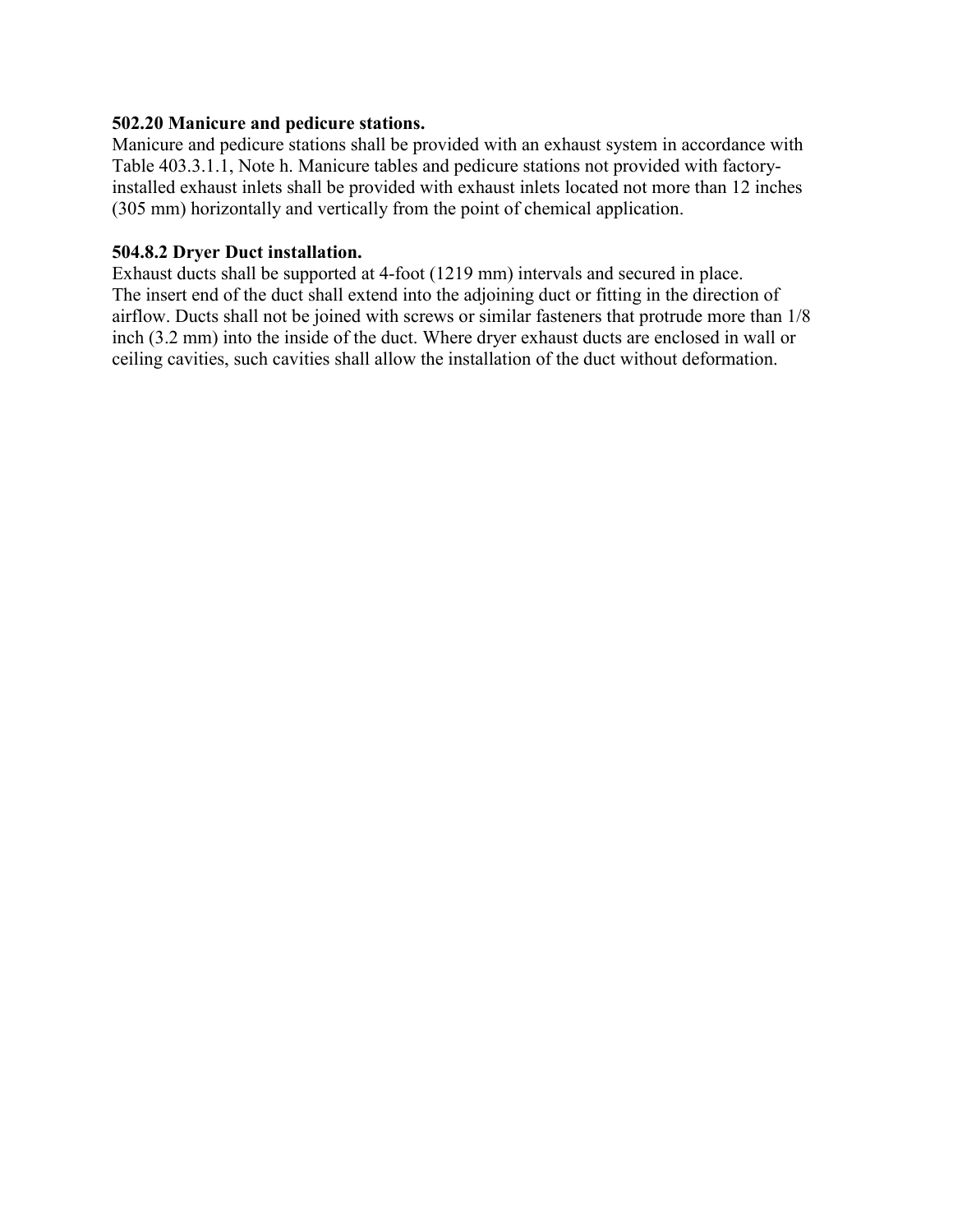**502.20 Manicure and pedicure stations.**

Manicure and pedicure stations shall be provided with an exhaust system in accordance with Table 403.3.1.1, Note h. Manicure tables and pedicure stations not provided with factory-installed exhaust inlets shall be provided with exhaust inlets located not more than 12 inches (305 mm) horizontally and vertically from the point of chemical application.

**504.8.2 Dryer Duct installation.**

Exhaust ducts shall be supported at 4-foot (1219 mm) intervals and secured in place. The insert end of the duct shall extend into the adjoining duct or fitting in the direction of airflow. Ducts shall not be joined with screws or similar fasteners that protrude more than 1/8 inch (3.2 mm) into the inside of the duct. Where dryer exhaust ducts are enclosed in wall or ceiling cavities, such cavities shall allow the installation of the duct without deformation.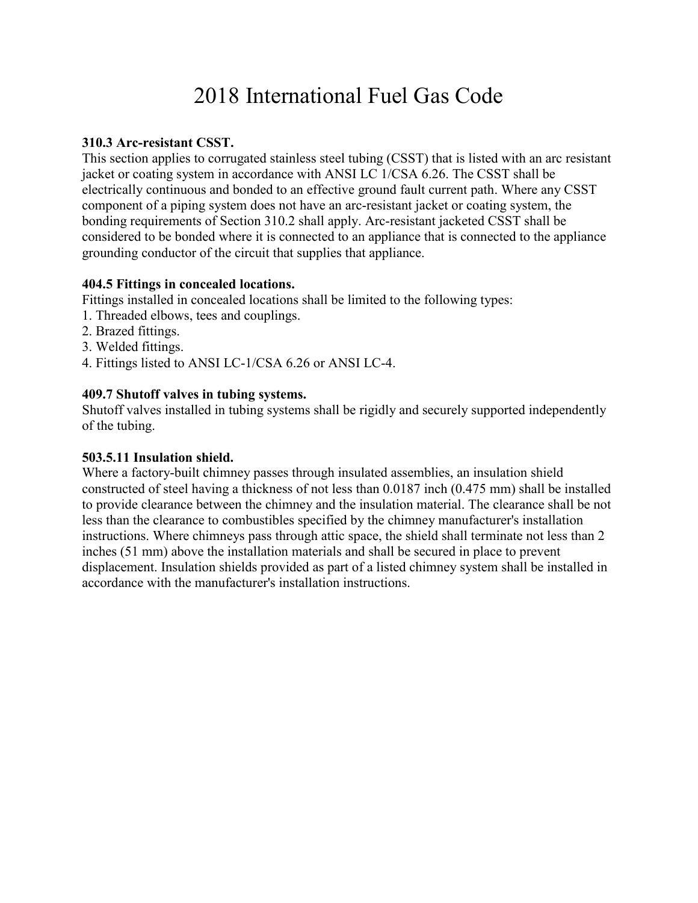# 2018 International Fuel Gas Code

**310.3 Arc-resistant CSST.**
This section applies to corrugated stainless steel tubing (CSST) that is listed with an arc resistant jacket or coating system in accordance with ANSI LC 1/CSA 6.26. The CSST shall be electrically continuous and bonded to an effective ground fault current path. Where any CSST component of a piping system does not have an arc-resistant jacket or coating system, the bonding requirements of Section 310.2 shall apply. Arc-resistant jacketed CSST shall be considered to be bonded where it is connected to an appliance that is connected to the appliance grounding conductor of the circuit that supplies that appliance.

**404.5 Fittings in concealed locations.**
Fittings installed in concealed locations shall be limited to the following types:
1. Threaded elbows, tees and couplings.
2. Brazed fittings.
3. Welded fittings.
4. Fittings listed to ANSI LC-1/CSA 6.26 or ANSI LC-4.

**409.7 Shutoff valves in tubing systems.**
Shutoff valves installed in tubing systems shall be rigidly and securely supported independently of the tubing.

**503.5.11 Insulation shield.**
Where a factory-built chimney passes through insulated assemblies, an insulation shield constructed of steel having a thickness of not less than 0.0187 inch (0.475 mm) shall be installed to provide clearance between the chimney and the insulation material. The clearance shall be not less than the clearance to combustibles specified by the chimney manufacturer's installation instructions. Where chimneys pass through attic space, the shield shall terminate not less than 2 inches (51 mm) above the installation materials and shall be secured in place to prevent displacement. Insulation shields provided as part of a listed chimney system shall be installed in accordance with the manufacturer's installation instructions.